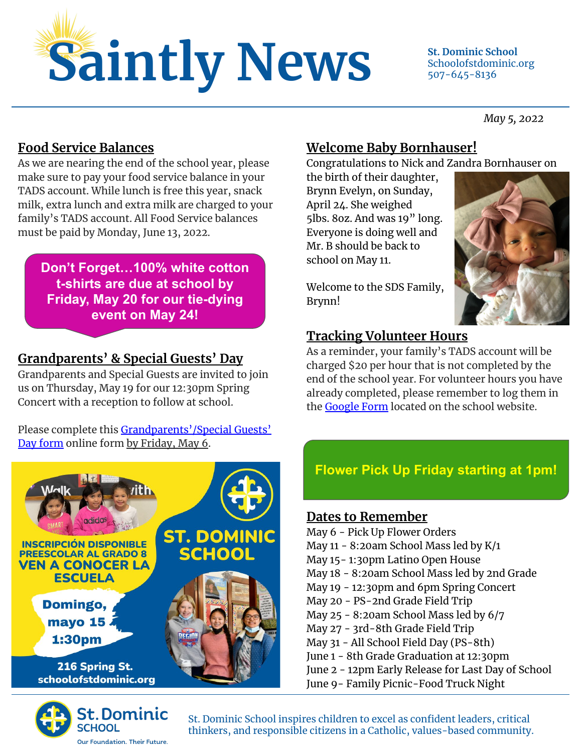# Saintly News

**St. Dominic School**
Schoolofstdominic.org
507-645-8136

*May 5, 2022*

## Food Service Balances

As we are nearing the end of the school year, please make sure to pay your food service balance in your TADS account. While lunch is free this year, snack milk, extra lunch and extra milk are charged to your family's TADS account. All Food Service balances must be paid by Monday, June 13, 2022.

**Don't Forget…100% white cotton t-shirts are due at school by Friday, May 20 for our tie-dying event on May 24!**

## Grandparents' & Special Guests' Day

Grandparents and Special Guests are invited to join us on Thursday, May 19 for our 12:30pm Spring Concert with a reception to follow at school.

Please complete this Grandparents'/Special Guests' Day form online form by Friday, May 6.

INSCRIPCIÓN DISPONIBLE PREESCOLAR AL GRADO 8
VEN A CONOCER LA ESCUELA
Domingo, mayo 15 1:30pm
216 Spring St.
schoolofstdominic.org
ST. DOMINIC SCHOOL

## Welcome Baby Bornhauser!

Congratulations to Nick and Zandra Bornhauser on the birth of their daughter, Brynn Evelyn, on Sunday, April 24. She weighed 5lbs. 8oz. And was 19" long. Everyone is doing well and Mr. B should be back to school on May 11.

Welcome to the SDS Family, Brynn!

## Tracking Volunteer Hours

As a reminder, your family's TADS account will be charged $20 per hour that is not completed by the end of the school year. For volunteer hours you have already completed, please remember to log them in the Google Form located on the school website.

**Flower Pick Up Friday starting at 1pm!**

## Dates to Remember

May 6 - Pick Up Flower Orders
May 11 - 8:20am School Mass led by K/1
May 15- 1:30pm Latino Open House
May 18 - 8:20am School Mass led by 2nd Grade
May 19 - 12:30pm and 6pm Spring Concert
May 20 - PS-2nd Grade Field Trip
May 25 - 8:20am School Mass led by 6/7
May 27 - 3rd-8th Grade Field Trip
May 31 - All School Field Day (PS-8th)
June 1 - 8th Grade Graduation at 12:30pm
June 2 - 12pm Early Release for Last Day of School
June 9- Family Picnic-Food Truck Night

St. Dominic SCHOOL
Our Foundation. Their Future.

St. Dominic School inspires children to excel as confident leaders, critical thinkers, and responsible citizens in a Catholic, values-based community.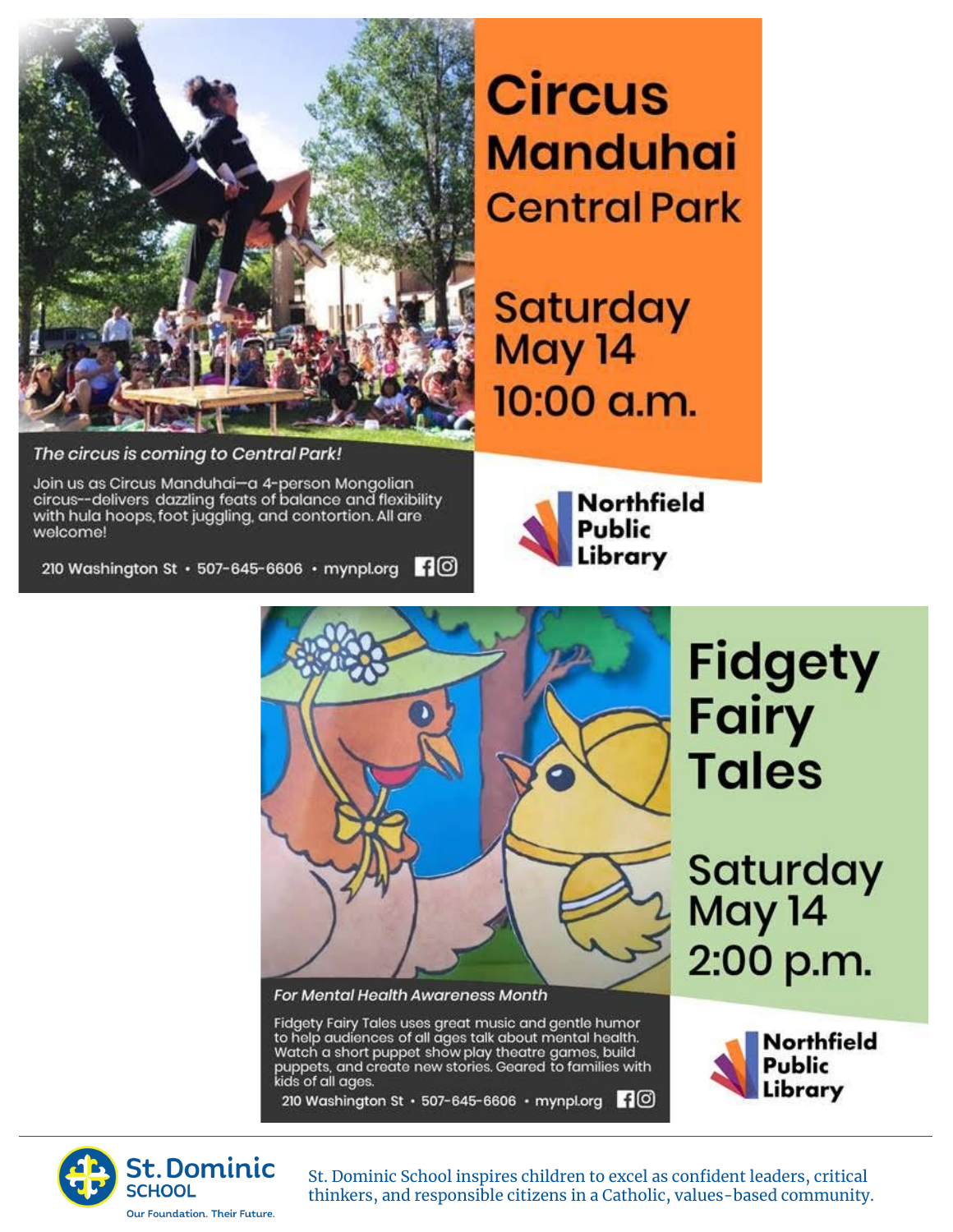# Circus Manduhai

## Central Park

**Saturday May 14 10:00 a.m.**

*The circus is coming to Central Park!*

Join us as Circus Manduhai—a 4-person Mongolian circus--delivers dazzling feats of balance and flexibility with hula hoops, foot juggling, and contortion. All are welcome!

210 Washington St • 507-645-6606 • mynpl.org

Northfield Public Library

# Fidgety Fairy Tales

**Saturday May 14 2:00 p.m.**

*For Mental Health Awareness Month*

Fidgety Fairy Tales uses great music and gentle humor to help audiences of all ages talk about mental health. Watch a short puppet show play theatre games, build puppets, and create new stories. Geared to families with kids of all ages.

210 Washington St • 507-645-6606 • mynpl.org

Northfield Public Library

---

St. Dominic SCHOOL
Our Foundation. Their Future.

St. Dominic School inspires children to excel as confident leaders, critical thinkers, and responsible citizens in a Catholic, values-based community.